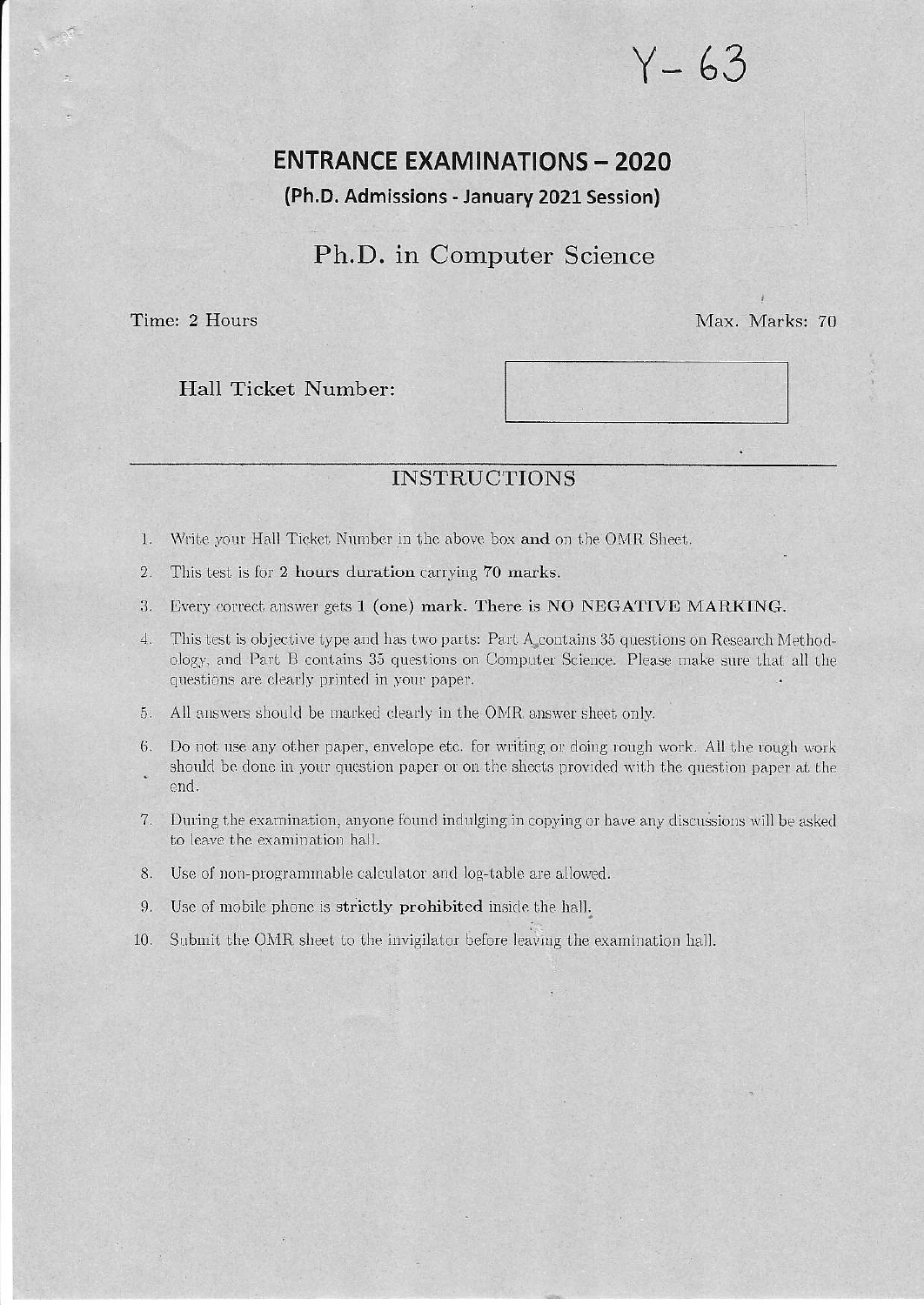Y- 63

# ENTRANCE EXAMINATIONS – 2020

**(Ph.D. Admissions - January 2021 Session)**

## Ph.D. in Computer Science

Time: 2 Hours

Max. Marks: 70

**Hall Ticket Number:**

## INSTRUCTIONS

1. Write your Hall Ticket Number in the above box **and** on the OMR Sheet.
2. This test is for **2 hours duration** carrying **70 marks.**
3. Every correct answer gets **1 (one) mark. There is NO NEGATIVE MARKING.**
4. This test is objective type and has two parts: Part A contains 35 questions on Research Methodology, and Part B contains 35 questions on Computer Science. Please make sure that all the questions are clearly printed in your paper.
5. All answers should be marked clearly in the OMR answer sheet only.
6. Do not use any other paper, envelope etc. for writing or doing rough work. All the rough work should be done in your question paper or on the sheets provided with the question paper at the end.
7. During the examination, anyone found indulging in copying or have any discussions will be asked to leave the examination hall.
8. Use of non-programmable calculator and log-table are allowed.
9. Use of mobile phone is **strictly prohibited** inside the hall.
10. Submit the OMR sheet to the invigilator before leaving the examination hall.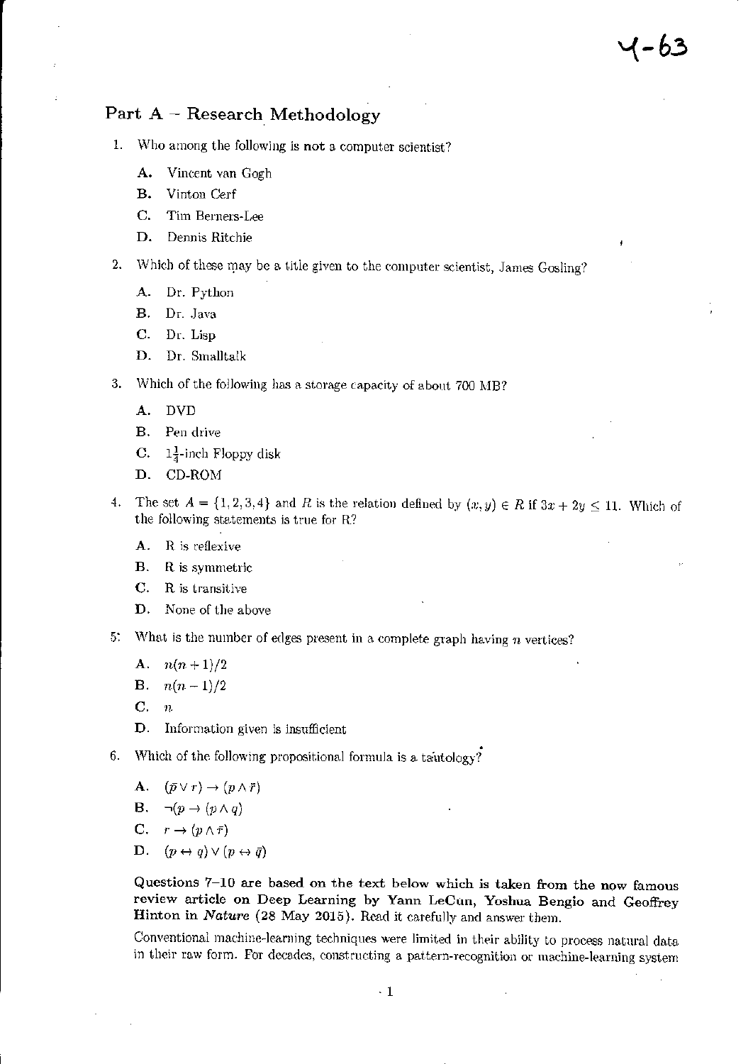Y-63

## Part A – Research Methodology

1. Who among the following is **not** a computer scientist?

   **A.** Vincent van Gogh

   **B.** Vinton Cerf

   **C.** Tim Berners-Lee

   **D.** Dennis Ritchie

2. Which of these may be a title given to the computer scientist, James Gosling?

   **A.** Dr. Python

   **B.** Dr. Java

   **C.** Dr. Lisp

   **D.** Dr. Smalltalk

3. Which of the following has a storage capacity of about 700 MB?

   **A.** DVD

   **B.** Pen drive

   **C.** $1\frac{1}{4}$-inch Floppy disk

   **D.** CD-ROM

4. The set $A = \{1, 2, 3, 4\}$ and $R$ is the relation defined by $(x, y) \in R$ if $3x + 2y \leq 11$. Which of the following statements is true for R?

   **A.** R is reflexive

   **B.** R is symmetric

   **C.** R is transitive

   **D.** None of the above

5. What is the number of edges present in a complete graph having $n$ vertices?

   **A.** $n(n+1)/2$

   **B.** $n(n-1)/2$

   **C.** $n$

   **D.** Information given is insufficient

6. Which of the following propositional formula is a tautology?

   **A.** $(\bar{p} \vee r) \rightarrow (p \wedge \bar{r})$

   **B.** $\neg(p \rightarrow (p \wedge q)$

   **C.** $r \rightarrow (p \wedge \bar{r})$

   **D.** $(p \leftrightarrow q) \vee (p \leftrightarrow \bar{q})$

**Questions 7–10 are based on the text below which is taken from the now famous review article on Deep Learning by Yann LeCun, Yoshua Bengio and Geoffrey Hinton in *Nature* (28 May 2015).** Read it carefully and answer them.

Conventional machine-learning techniques were limited in their ability to process natural data in their raw form. For decades, constructing a pattern-recognition or machine-learning system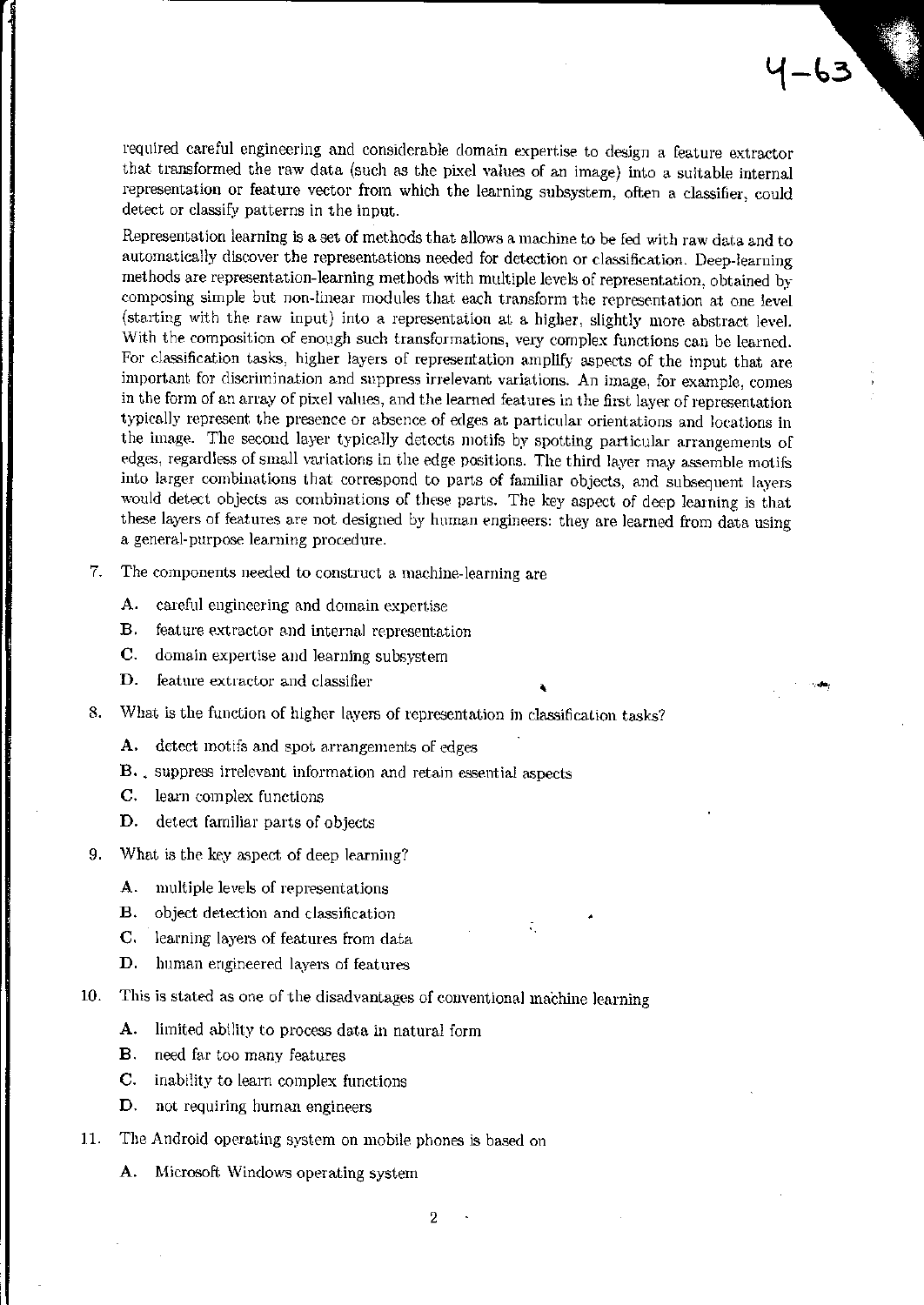required careful engineering and considerable domain expertise to design a feature extractor that transformed the raw data (such as the pixel values of an image) into a suitable internal representation or feature vector from which the learning subsystem, often a classifier, could detect or classify patterns in the input.

Representation learning is a set of methods that allows a machine to be fed with raw data and to automatically discover the representations needed for detection or classification. Deep-learning methods are representation-learning methods with multiple levels of representation, obtained by composing simple but non-linear modules that each transform the representation at one level (starting with the raw input) into a representation at a higher, slightly more abstract level. With the composition of enough such transformations, very complex functions can be learned. For classification tasks, higher layers of representation amplify aspects of the input that are important for discrimination and suppress irrelevant variations. An image, for example, comes in the form of an array of pixel values, and the learned features in the first layer of representation typically represent the presence or absence of edges at particular orientations and locations in the image. The second layer typically detects motifs by spotting particular arrangements of edges, regardless of small variations in the edge positions. The third layer may assemble motifs into larger combinations that correspond to parts of familiar objects, and subsequent layers would detect objects as combinations of these parts. The key aspect of deep learning is that these layers of features are not designed by human engineers: they are learned from data using a general-purpose learning procedure.

7. The components needed to construct a machine-learning are

   **A.** careful engineering and domain expertise

   **B.** feature extractor and internal representation

   **C.** domain expertise and learning subsystem

   **D.** feature extractor and classifier

8. What is the function of higher layers of representation in classification tasks?

   **A.** detect motifs and spot arrangements of edges

   **B.** suppress irrelevant information and retain essential aspects

   **C.** learn complex functions

   **D.** detect familiar parts of objects

9. What is the key aspect of deep learning?

   **A.** multiple levels of representations

   **B.** object detection and classification

   **C.** learning layers of features from data

   **D.** human engineered layers of features

10. This is stated as one of the disadvantages of conventional machine learning

    **A.** limited ability to process data in natural form

    **B.** need far too many features

    **C.** inability to learn complex functions

    **D.** not requiring human engineers

11. The Android operating system on mobile phones is based on

    **A.** Microsoft Windows operating system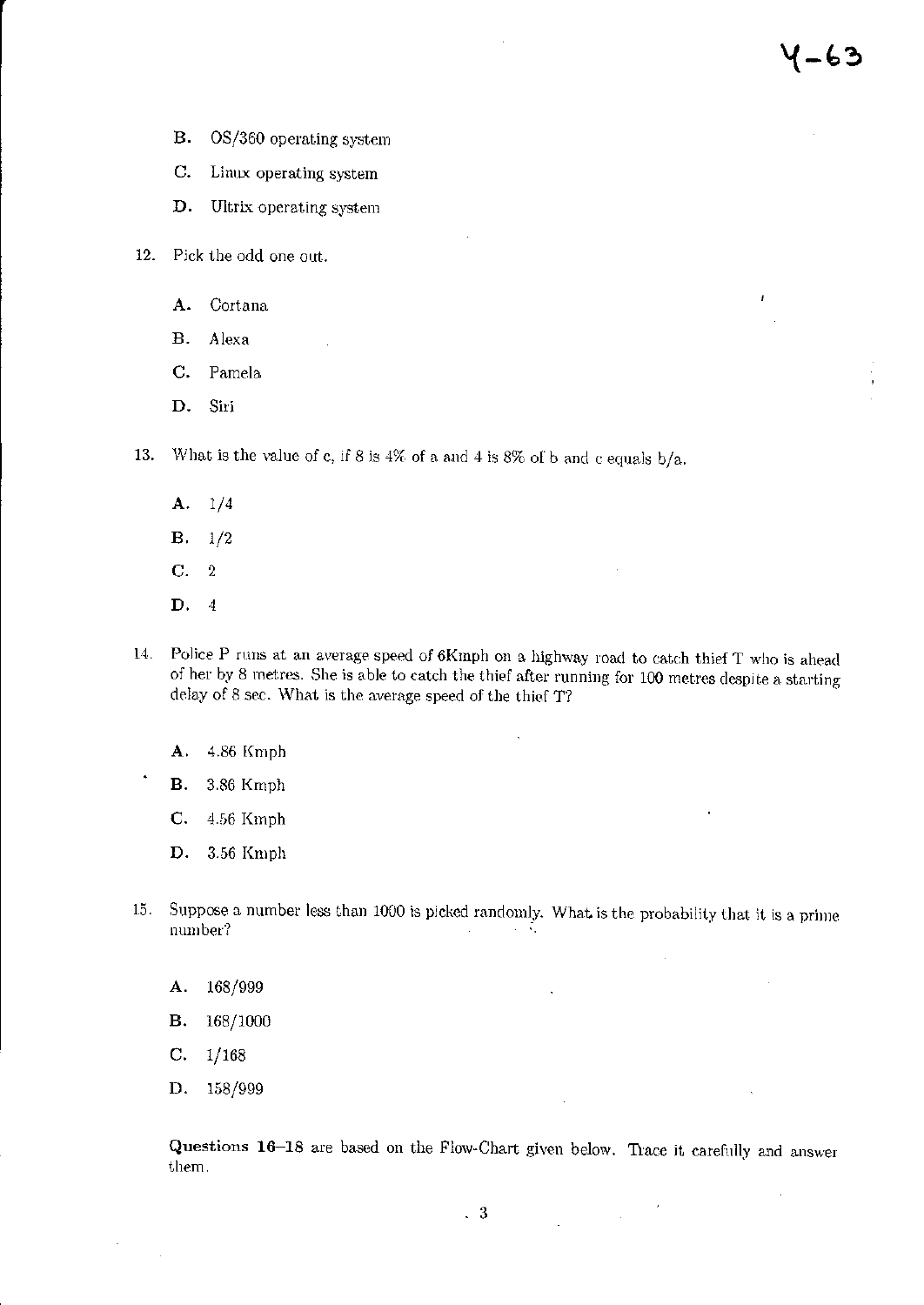B. OS/360 operating system

C. Linux operating system

D. Ultrix operating system

12. Pick the odd one out.

A. Cortana

B. Alexa

C. Pamela

D. Siri

13. What is the value of c, if 8 is 4% of a and 4 is 8% of b and c equals b/a.

A. 1/4

B. 1/2

C. 2

D. 4

14. Police P runs at an average speed of 6Kmph on a highway road to catch thief T who is ahead of her by 8 metres. She is able to catch the thief after running for 100 metres despite a starting delay of 8 sec. What is the average speed of the thief T?

A. 4.86 Kmph

B. 3.86 Kmph

C. 4.56 Kmph

D. 3.56 Kmph

15. Suppose a number less than 1000 is picked randomly. What is the probability that it is a prime number?

A. 168/999

B. 168/1000

C. 1/168

D. 158/999

**Questions 16–18** are based on the Flow-Chart given below. Trace it carefully and answer them.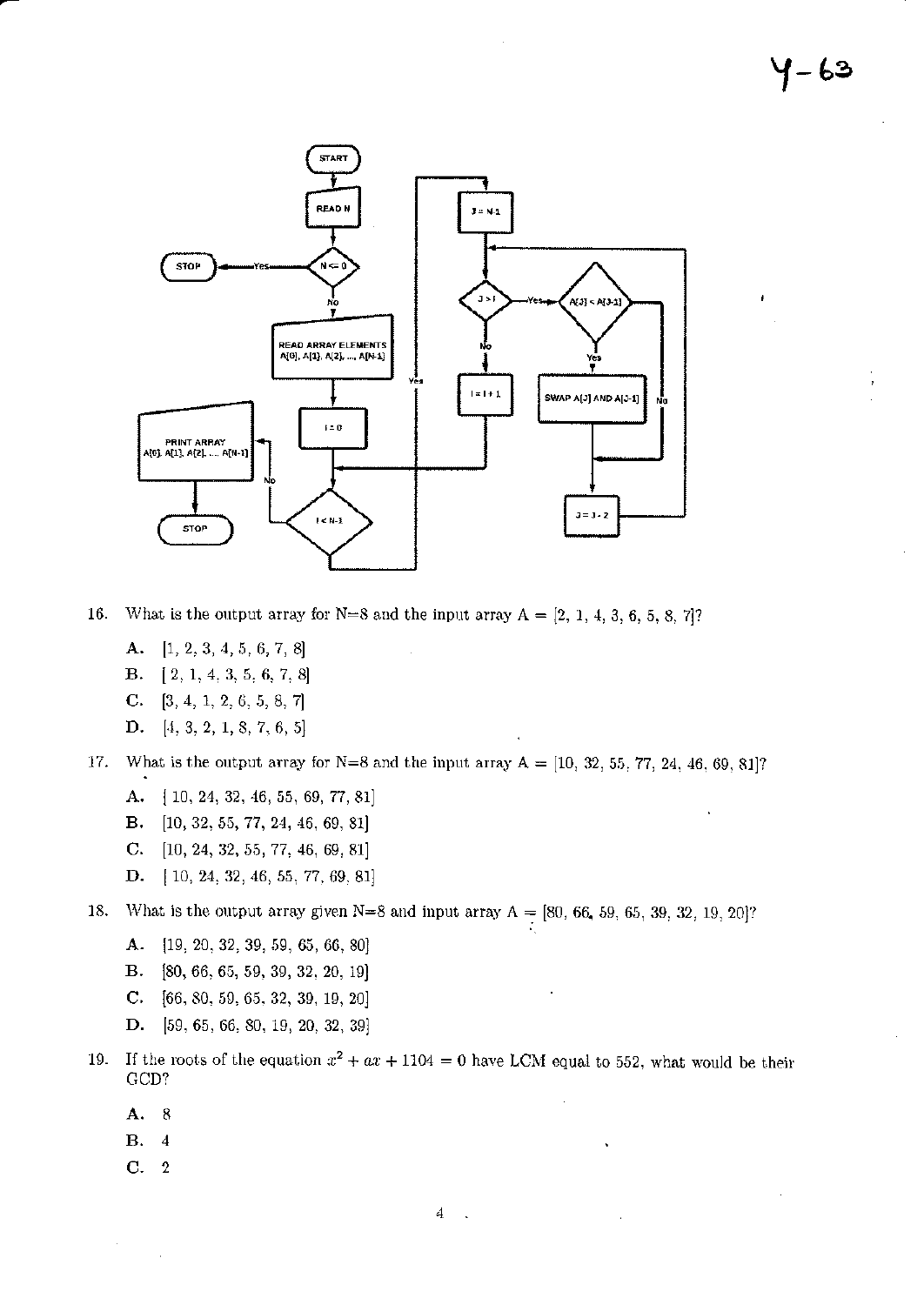Y-63

START

READ N

N <= 0 — Yes → STOP

No

READ ARRAY ELEMENTS A[0], A[1], A[2], ..., A[N-1]

I = 0

I < N-1 — No → PRINT ARRAY A[0], A[1], A[2], ..., A[N-1] → STOP

Yes

J = N-1

J > I — Yes → A[J] < A[J-1] — Yes → SWAP A[J] AND A[J-1] → J = J - 2

A[J] < A[J-1] — No → J = J - 2

J > I — No → I = I + 1

16. What is the output array for N=8 and the input array A = [2, 1, 4, 3, 6, 5, 8, 7]?

 **A.** [1, 2, 3, 4, 5, 6, 7, 8]

 **B.** [2, 1, 4, 3, 5, 6, 7, 8]

 **C.** [3, 4, 1, 2, 6, 5, 8, 7]

 **D.** [4, 3, 2, 1, 8, 7, 6, 5]

17. What is the output array for N=8 and the input array A = [10, 32, 55, 77, 24, 46, 69, 81]?

 **A.** [10, 24, 32, 46, 55, 69, 77, 81]

 **B.** [10, 32, 55, 77, 24, 46, 69, 81]

 **C.** [10, 24, 32, 55, 77, 46, 69, 81]

 **D.** [10, 24, 32, 46, 55, 77, 69, 81]

18. What is the output array given N=8 and input array A = [80, 66, 59, 65, 39, 32, 19, 20]?

 **A.** [19, 20, 32, 39, 59, 65, 66, 80]

 **B.** [80, 66, 65, 59, 39, 32, 20, 19]

 **C.** [66, 80, 59, 65, 32, 39, 19, 20]

 **D.** [59, 65, 66, 80, 19, 20, 32, 39]

19. If the roots of the equation $x^2 + ax + 1104 = 0$ have LCM equal to 552, what would be their GCD?

 **A.** 8

 **B.** 4

 **C.** 2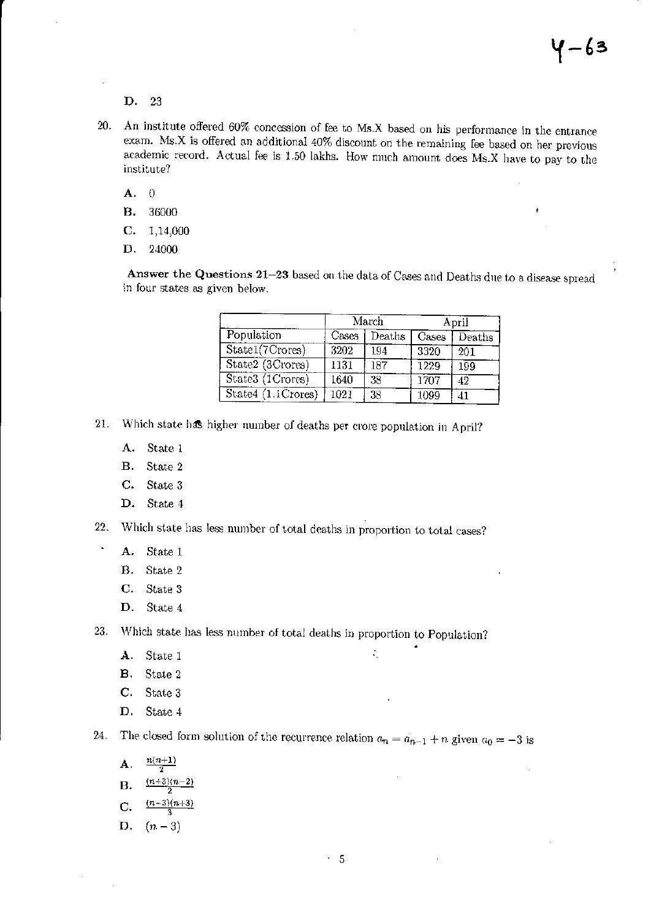D. 23

20. An institute offered 60% concession of fee to Ms.X based on his performance in the entrance exam. Ms.X is offered an additional 40% discount on the remaining fee based on her previous academic record. Actual fee is 1.50 lakhs. How much amount does Ms.X have to pay to the institute?

 A. 0

 B. 36000

 C. 1,14,000

 D. 24000

**Answer the Questions 21–23** based on the data of Cases and Deaths due to a disease spread in four states as given below.

| | March | | April | |
|---|---|---|---|---|
| Population | Cases | Deaths | Cases | Deaths |
| State1(7Crores) | 3202 | 194 | 3320 | 201 |
| State2 (3Crores) | 1131 | 187 | 1229 | 199 |
| State3 (1Crores) | 1640 | 38 | 1707 | 42 |
| State4 (1.1Crores) | 1021 | 38 | 1099 | 41 |

21. Which state has higher number of deaths per crore population in April?

 A. State 1

 B. State 2

 C. State 3

 D. State 4

22. Which state has less number of total deaths in proportion to total cases?

 A. State 1

 B. State 2

 C. State 3

 D. State 4

23. Which state has less number of total deaths in proportion to Population?

 A. State 1

 B. State 2

 C. State 3

 D. State 4

24. The closed form solution of the recurrence relation $a_n = a_{n-1} + n$ given $a_0 = -3$ is

 A. $\frac{n(n+1)}{2}$

 B. $\frac{(n+3)(n-2)}{2}$

 C. $\frac{(n-3)(n+3)}{3}$

 D. $(n-3)$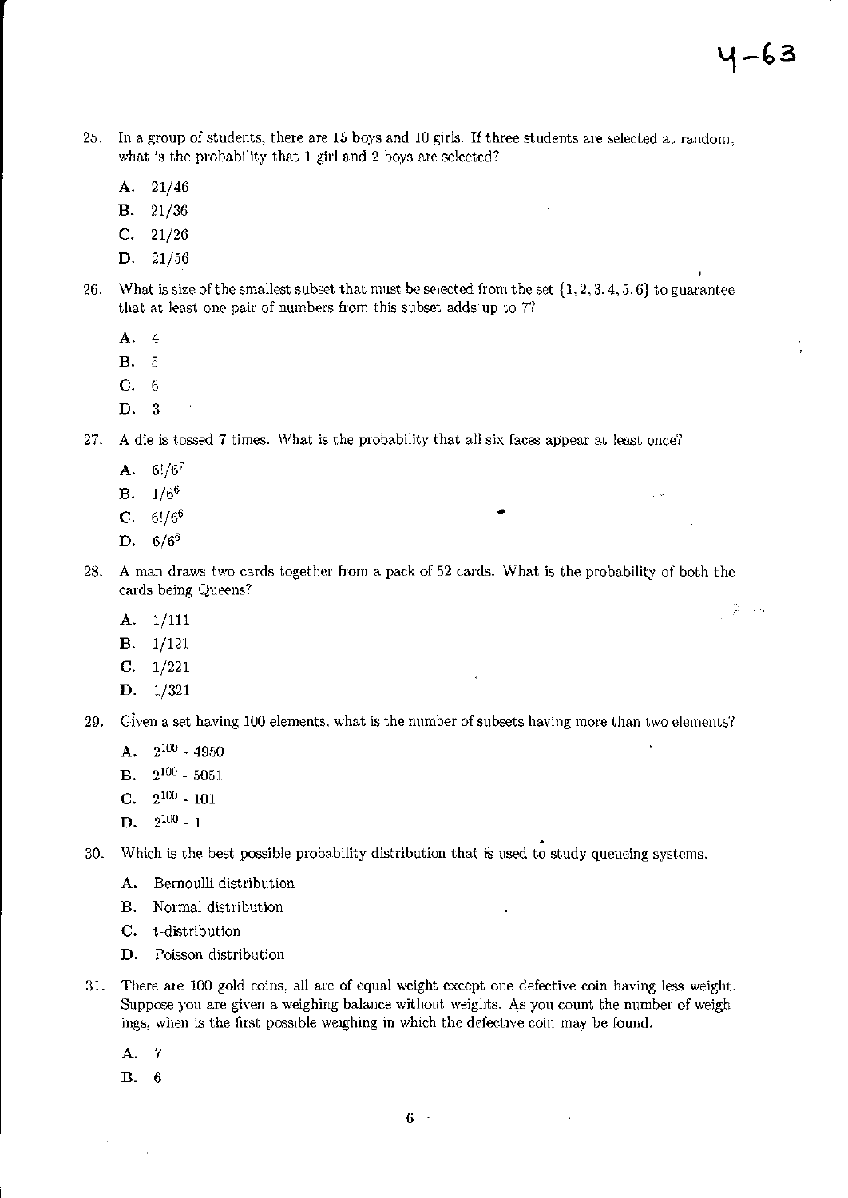25. In a group of students, there are 15 boys and 10 girls. If three students are selected at random, what is the probability that 1 girl and 2 boys are selected?

    **A.** 21/46

    **B.** 21/36

    **C.** 21/26

    **D.** 21/56

26. What is size of the smallest subset that must be selected from the set $\{1, 2, 3, 4, 5, 6\}$ to guarantee that at least one pair of numbers from this subset adds up to 7?

    **A.** 4

    **B.** 5

    **C.** 6

    **D.** 3

27. A die is tossed 7 times. What is the probability that all six faces appear at least once?

    **A.** $6!/6^7$

    **B.** $1/6^6$

    **C.** $6!/6^6$

    **D.** $6/6^6$

28. A man draws two cards together from a pack of 52 cards. What is the probability of both the cards being Queens?

    **A.** 1/111

    **B.** 1/121

    **C.** 1/221

    **D.** 1/321

29. Given a set having 100 elements, what is the number of subsets having more than two elements?

    **A.** $2^{100}$ - 4950

    **B.** $2^{100}$ - 5051

    **C.** $2^{100}$ - 101

    **D.** $2^{100}$ - 1

30. Which is the best possible probability distribution that is used to study queueing systems.

    **A.** Bernoulli distribution

    **B.** Normal distribution

    **C.** t-distribution

    **D.** Poisson distribution

31. There are 100 gold coins, all are of equal weight except one defective coin having less weight. Suppose you are given a weighing balance without weights. As you count the number of weighings, when is the first possible weighing in which the defective coin may be found.

    **A.** 7

    **B.** 6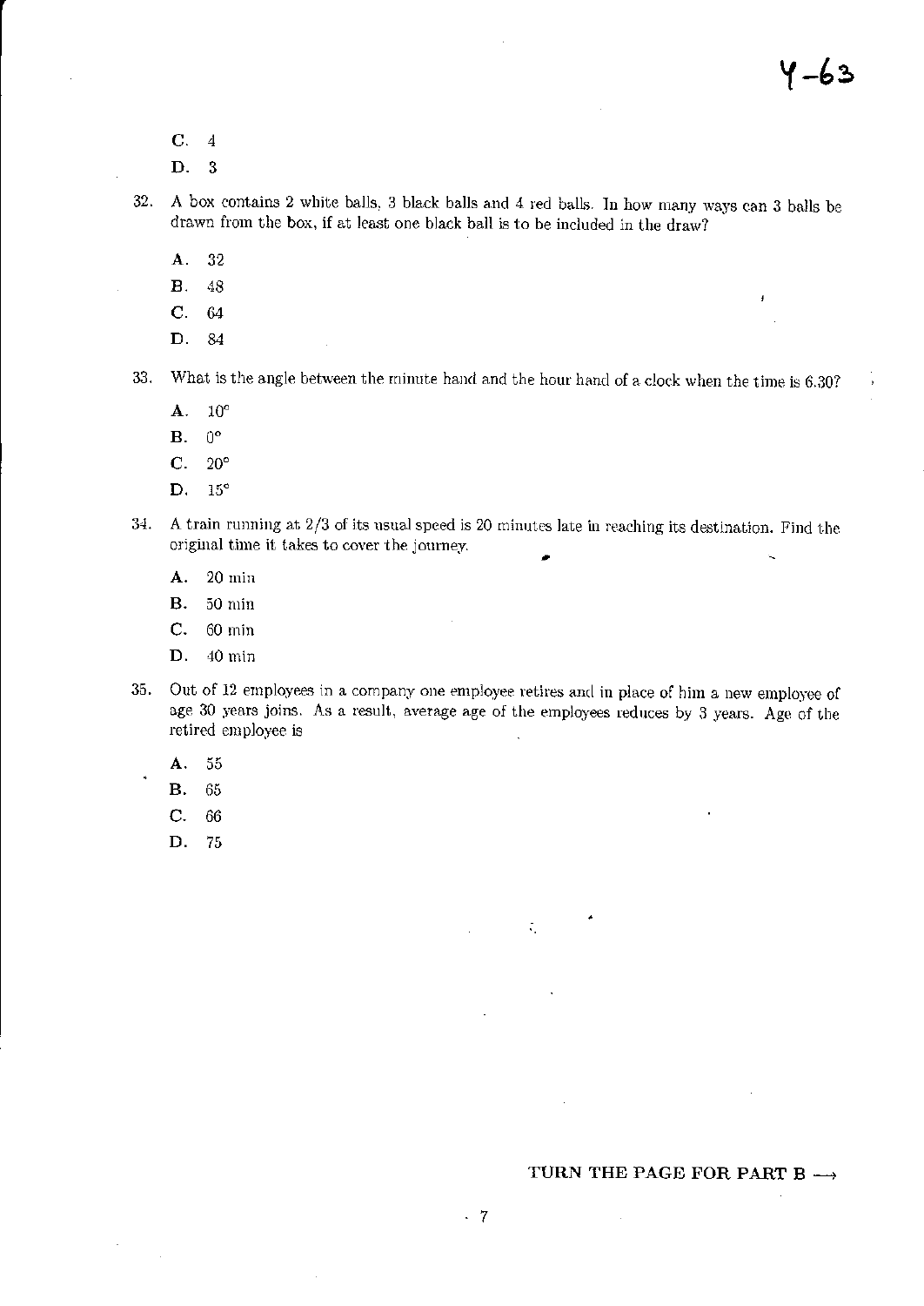C. 4

D. 3

32. A box contains 2 white balls, 3 black balls and 4 red balls. In how many ways can 3 balls be drawn from the box, if at least one black ball is to be included in the draw?

    A. 32

    B. 48

    C. 64

    D. 84

33. What is the angle between the minute hand and the hour hand of a clock when the time is 6.30?

    A. 10°

    B. 0°

    C. 20°

    D. 15°

34. A train running at 2/3 of its usual speed is 20 minutes late in reaching its destination. Find the original time it takes to cover the journey.

    A. 20 min

    B. 50 min

    C. 60 min

    D. 40 min

35. Out of 12 employees in a company one employee retires and in place of him a new employee of age 30 years joins. As a result, average age of the employees reduces by 3 years. Age of the retired employee is

    A. 55

    B. 65

    C. 66

    D. 75

**TURN THE PAGE FOR PART B ⟶**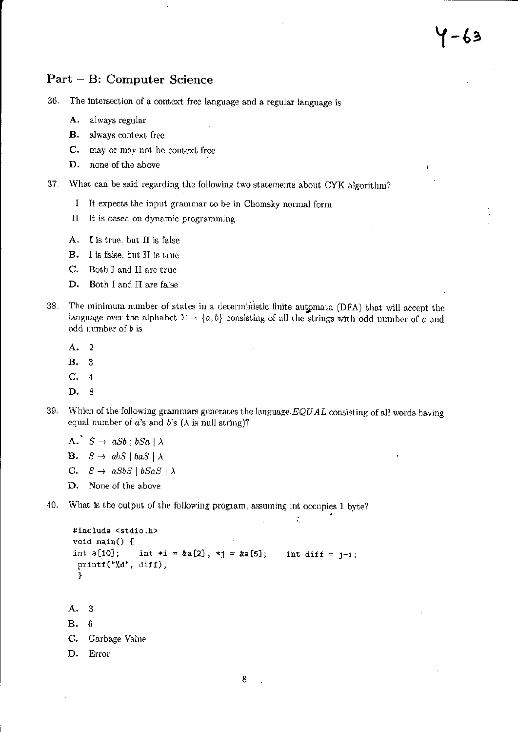## Part – B: Computer Science

36. The intersection of a context free language and a regular language is

    **A.** always regular

    **B.** always context free

    **C.** may or may not be context free

    **D.** none of the above

37. What can be said regarding the following two statements about CYK algorithm?

    I It expects the input grammar to be in Chomsky normal form

    II It is based on dynamic programming

    **A.** I is true, but II is false

    **B.** I is false, but II is true

    **C.** Both I and II are true

    **D.** Both I and II are false

38. The minimum number of states in a deterministic finite automata (DFA) that will accept the language over the alphabet $\Sigma = \{a, b\}$ consisting of all the strings with odd number of $a$ and odd number of $b$ is

    **A.** 2

    **B.** 3

    **C.** 4

    **D.** 8

39. Which of the following grammars generates the language $EQUAL$ consisting of all words having equal number of $a$'s and $b$'s ($\lambda$ is null string)?

    **A.** $S \to aSb \mid bSa \mid \lambda$

    **B.** $S \to abS \mid baS \mid \lambda$

    **C.** $S \to aSbS \mid bSaS \mid \lambda$

    **D.** None of the above

40. What is the output of the following program, assuming int occupies 1 byte?

```
#include <stdio.h>
void main() {
int a[10];    int *i = &a[2], *j = &a[5];    int diff = j-i;
 printf("%d", diff);
 }
```

    **A.** 3

    **B.** 6

    **C.** Garbage Value

    **D.** Error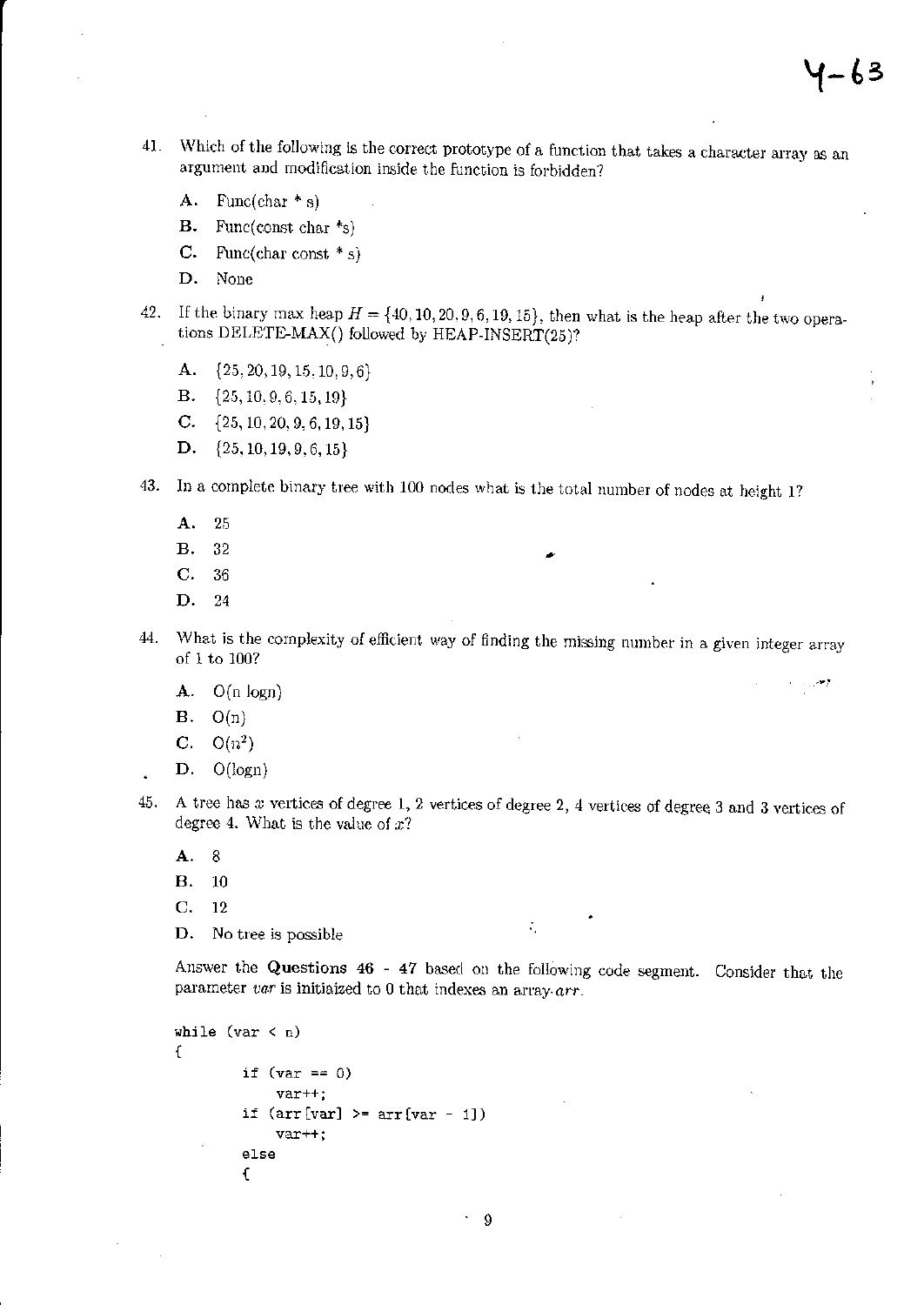41. Which of the following is the correct prototype of a function that takes a character array as an argument and modification inside the function is forbidden?

 **A.** Func(char * s)

 **B.** Func(const char *s)

 **C.** Func(char const * s)

 **D.** None

42. If the binary max heap $H = \{40, 10, 20, 9, 6, 19, 15\}$, then what is the heap after the two operations DELETE-MAX() followed by HEAP-INSERT(25)?

 **A.** $\{25, 20, 19, 15, 10, 9, 6\}$

 **B.** $\{25, 10, 9, 6, 15, 19\}$

 **C.** $\{25, 10, 20, 9, 6, 19, 15\}$

 **D.** $\{25, 10, 19, 9, 6, 15\}$

43. In a complete binary tree with 100 nodes what is the total number of nodes at height 1?

 **A.** 25

 **B.** 32

 **C.** 36

 **D.** 24

44. What is the complexity of efficient way of finding the missing number in a given integer array of 1 to 100?

 **A.** O(n logn)

 **B.** O(n)

 **C.** O($n^2$)

 **D.** O(logn)

45. A tree has $x$ vertices of degree 1, 2 vertices of degree 2, 4 vertices of degree 3 and 3 vertices of degree 4. What is the value of $x$?

 **A.** 8

 **B.** 10

 **C.** 12

 **D.** No tree is possible

Answer the **Questions 46 - 47** based on the following code segment. Consider that the parameter *var* is initiaized to 0 that indexes an array *arr*.

```
while (var < n)
{
        if (var == 0)
            var++;
        if (arr[var] >= arr[var - 1])
            var++;
        else
        {
```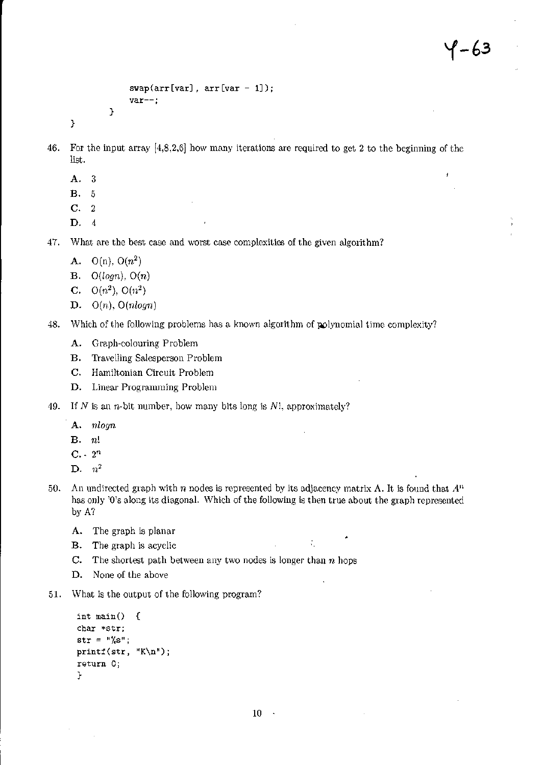```
            swap(arr[var], arr[var - 1]);
            var--;
        }
}
```

46. For the input array [4,8,2,6] how many iterations are required to get 2 to the beginning of the list.

    A. 3
    B. 5
    C. 2
    D. 4

47. What are the best case and worst case complexities of the given algorithm?

    A. O(n), $O(n^2)$
    B. $O(logn)$, $O(n)$
    C. $O(n^2)$, $O(n^2)$
    D. $O(n)$, $O(nlogn)$

48. Which of the following problems has a known algorithm of polynomial time complexity?

    A. Graph-colouring Problem
    B. Travelling Salesperson Problem
    C. Hamiltonian Circuit Problem
    D. Linear Programming Problem

49. If $N$ is an $n$-bit number, how many bits long is $N!$, approximately?

    A. $nlogn$
    B. $n!$
    C. $2^n$
    D. $n^2$

50. An undirected graph with $n$ nodes is represented by its adjacency matrix A. It is found that $A^n$ has only '0's along its diagonal. Which of the following is then true about the graph represented by A?

    A. The graph is planar
    B. The graph is acyclic
    C. The shortest path between any two nodes is longer than $n$ hops
    D. None of the above

51. What is the output of the following program?

```
int main()  {
char *str;
str = "%s";
printf(str, "K\n");
return 0;
}
```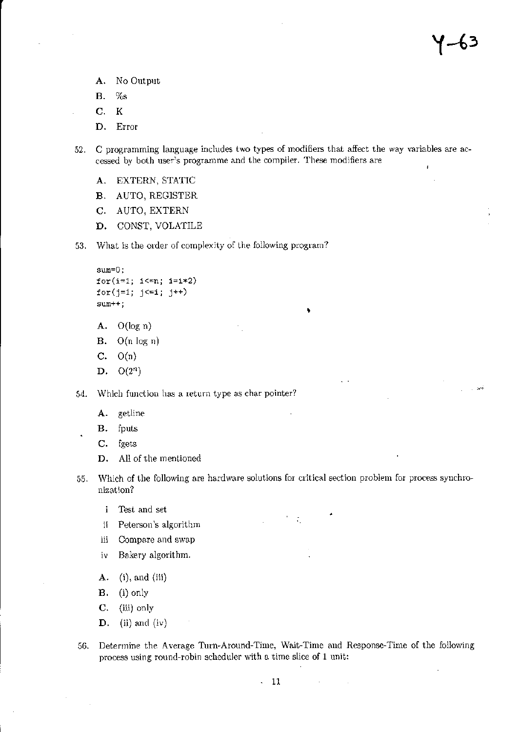A. No Output

B. %s

C. K

D. Error

52. C programming language includes two types of modifiers that affect the way variables are accessed by both user's programme and the compiler. These modifiers are

   A. EXTERN, STATIC

   B. AUTO, REGISTER

   C. AUTO, EXTERN

   D. CONST, VOLATILE

53. What is the order of complexity of the following program?

```
sum=0;
for(i=1; i<=n; i=i*2)
for(j=1; j<=i; j++)
sum++;
```

   A. O(log n)

   B. O(n log n)

   C. O(n)

   D. $O(2^n)$

54. Which function has a return type as char pointer?

   A. getline

   B. fputs

   C. fgets

   D. All of the mentioned

55. Which of the following are hardware solutions for critical section problem for process synchronization?

   i Test and set

   ii Peterson's algorithm

   iii Compare and swap

   iv Bakery algorithm.

   A. (i), and (iii)

   B. (i) only

   C. (iii) only

   D. (ii) and (iv)

56. Determine the Average Turn-Around-Time, Wait-Time and Response-Time of the following process using round-robin scheduler with a time slice of 1 unit: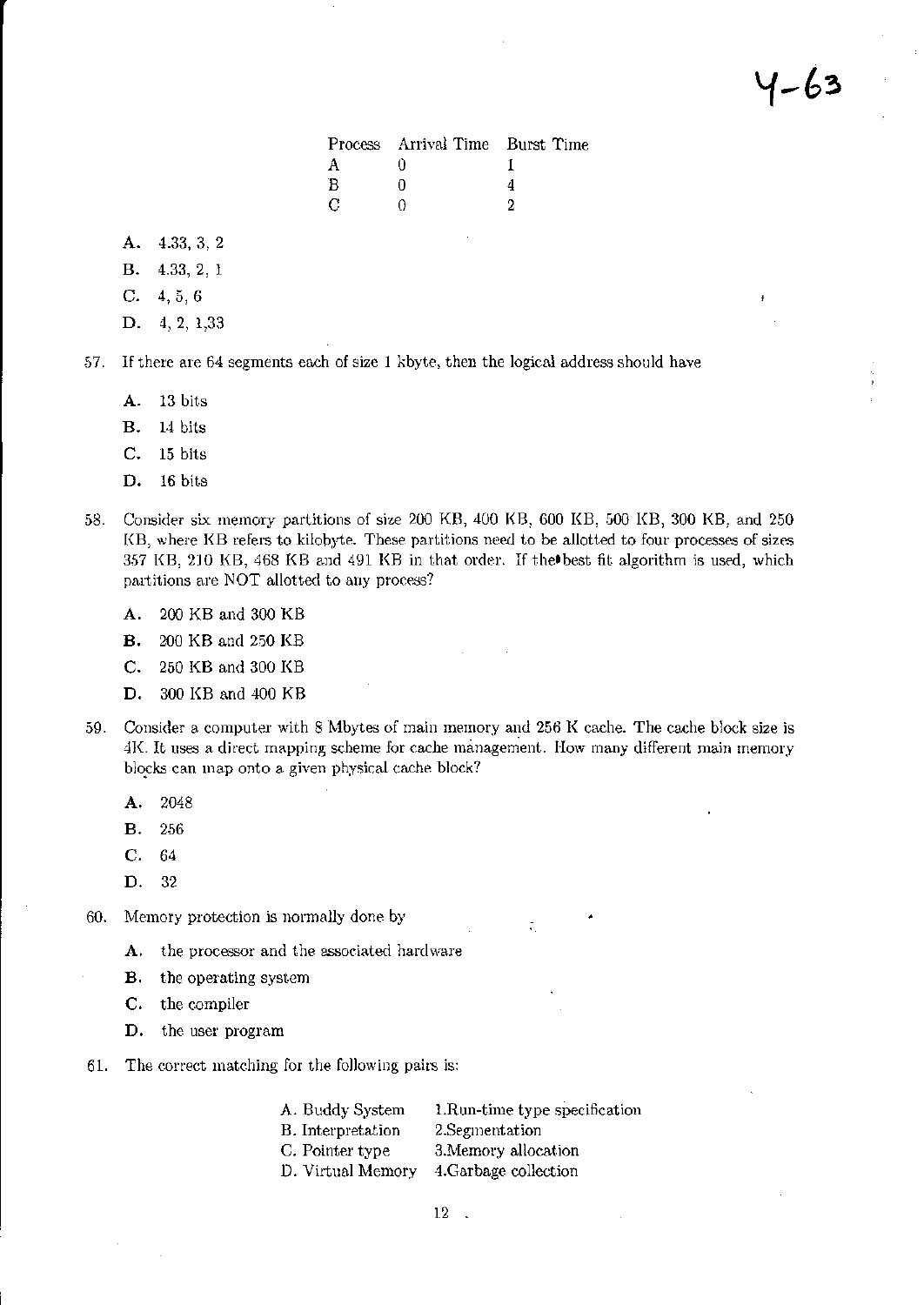| Process | Arrival Time | Burst Time |
|---|---|---|
| A | 0 | 1 |
| B | 0 | 4 |
| C | 0 | 2 |

A. 4.33, 3, 2

B. 4.33, 2, 1

C. 4, 5, 6

D. 4, 2, 1.33

57. If there are 64 segments each of size 1 kbyte, then the logical address should have

   A. 13 bits

   B. 14 bits

   C. 15 bits

   D. 16 bits

58. Consider six memory partitions of size 200 KB, 400 KB, 600 KB, 500 KB, 300 KB, and 250 KB, where KB refers to kilobyte. These partitions need to be allotted to four processes of sizes 357 KB, 210 KB, 468 KB and 491 KB in that order. If the best fit algorithm is used, which partitions are NOT allotted to any process?

   A. 200 KB and 300 KB

   B. 200 KB and 250 KB

   C. 250 KB and 300 KB

   D. 300 KB and 400 KB

59. Consider a computer with 8 Mbytes of main memory and 256 K cache. The cache block size is 4K. It uses a direct mapping scheme for cache management. How many different main memory blocks can map onto a given physical cache block?

   A. 2048

   B. 256

   C. 64

   D. 32

60. Memory protection is normally done by

   A. the processor and the associated hardware

   B. the operating system

   C. the compiler

   D. the user program

61. The correct matching for the following pairs is:

| | |
|---|---|
| A. Buddy System | 1.Run-time type specification |
| B. Interpretation | 2.Segmentation |
| C. Pointer type | 3.Memory allocation |
| D. Virtual Memory | 4.Garbage collection |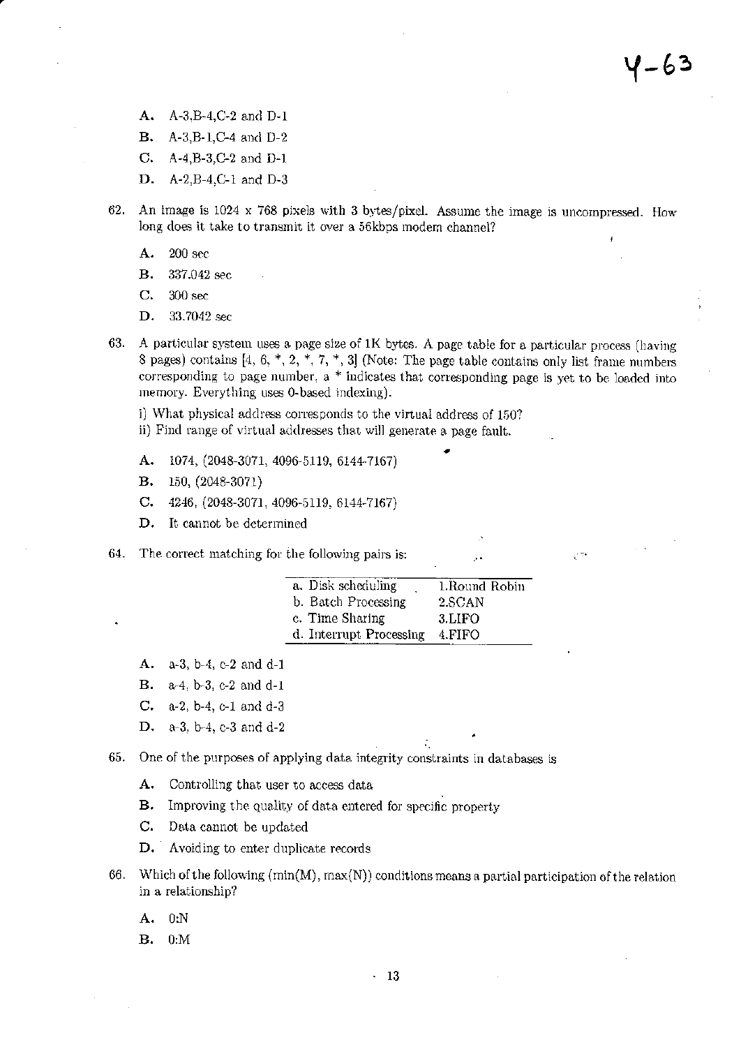A. A-3,B-4,C-2 and D-1

B. A-3,B-1,C-4 and D-2

C. A-4,B-3,C-2 and D-1

D. A-2,B-4,C-1 and D-3

62. An image is 1024 x 768 pixels with 3 bytes/pixel. Assume the image is uncompressed. How long does it take to transmit it over a 56kbps modem channel?

A. 200 sec

B. 337.042 sec

C. 300 sec

D. 33.7042 sec

63. A particular system uses a page size of 1K bytes. A page table for a particular process (having 8 pages) contains [4, 6, *, 2, *, 7, *, 3] (Note: The page table contains only list frame numbers corresponding to page number, a * indicates that corresponding page is yet to be loaded into memory. Everything uses 0-based indexing).

i) What physical address corresponds to the virtual address of 150?

ii) Find range of virtual addresses that will generate a page fault.

A. 1074, (2048-3071, 4096-5119, 6144-7167)

B. 150, (2048-3071)

C. 4246, (2048-3071, 4096-5119, 6144-7167)

D. It cannot be determined

64. The correct matching for the following pairs is:

| | |
|---|---|
| a. Disk scheduling | 1.Round Robin |
| b. Batch Processing | 2.SCAN |
| c. Time Sharing | 3.LIFO |
| d. Interrupt Processing | 4.FIFO |

A. a-3, b-4, c-2 and d-1

B. a-4, b-3, c-2 and d-1

C. a-2, b-4, c-1 and d-3

D. a-3, b-4, c-3 and d-2

65. One of the purposes of applying data integrity constraints in databases is

A. Controlling that user to access data

B. Improving the quality of data entered for specific property

C. Data cannot be updated

D. Avoiding to enter duplicate records

66. Which of the following (min(M), max(N)) conditions means a partial participation of the relation in a relationship?

A. 0:N

B. 0:M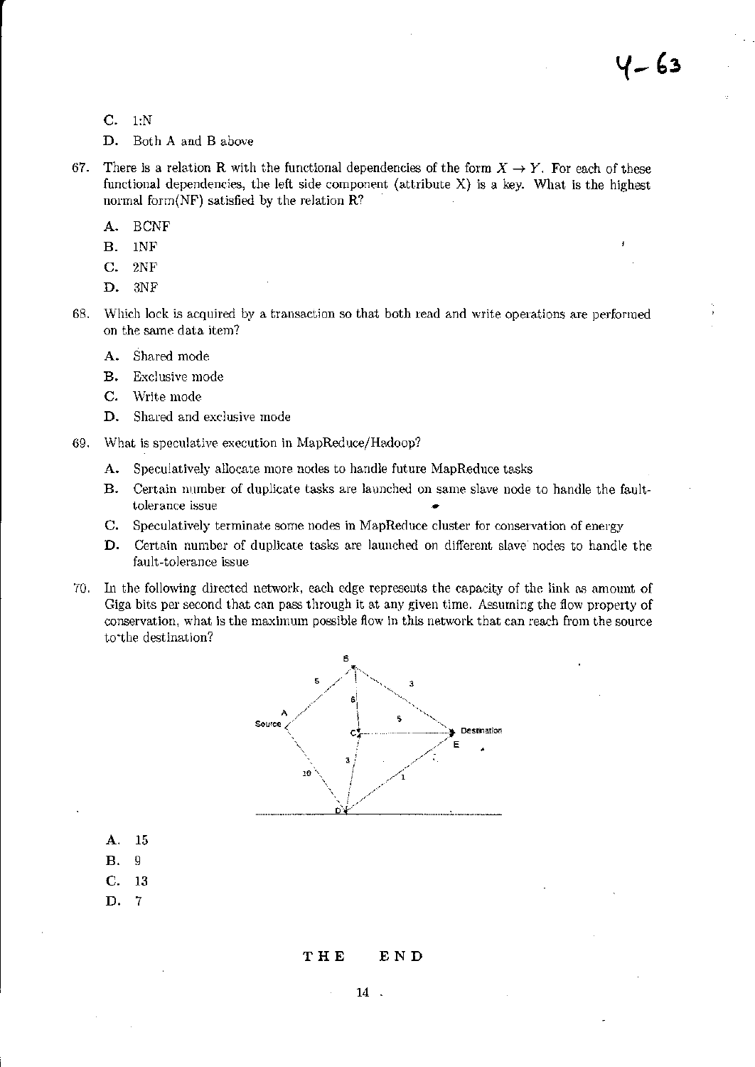C. 1:N

D. Both A and B above

67. There is a relation R with the functional dependencies of the form $X \rightarrow Y$. For each of these functional dependencies, the left side component (attribute X) is a key. What is the highest normal form(NF) satisfied by the relation R?

    A. BCNF

    B. 1NF

    C. 2NF

    D. 3NF

68. Which lock is acquired by a transaction so that both read and write operations are performed on the same data item?

    A. Shared mode

    B. Exclusive mode

    C. Write mode

    D. Shared and exclusive mode

69. What is speculative execution in MapReduce/Hadoop?

    A. Speculatively allocate more nodes to handle future MapReduce tasks

    B. Certain number of duplicate tasks are launched on same slave node to handle the fault-tolerance issue

    C. Speculatively terminate some nodes in MapReduce cluster for conservation of energy

    D. Certain number of duplicate tasks are launched on different slave nodes to handle the fault-tolerance issue

70. In the following directed network, each edge represents the capacity of the link as amount of Giga bits per second that can pass through it at any given time. Assuming the flow property of conservation, what is the maximum possible flow in this network that can reach from the source to the destination?

    A. 15

    B. 9

    C. 13

    D. 7

**THE END**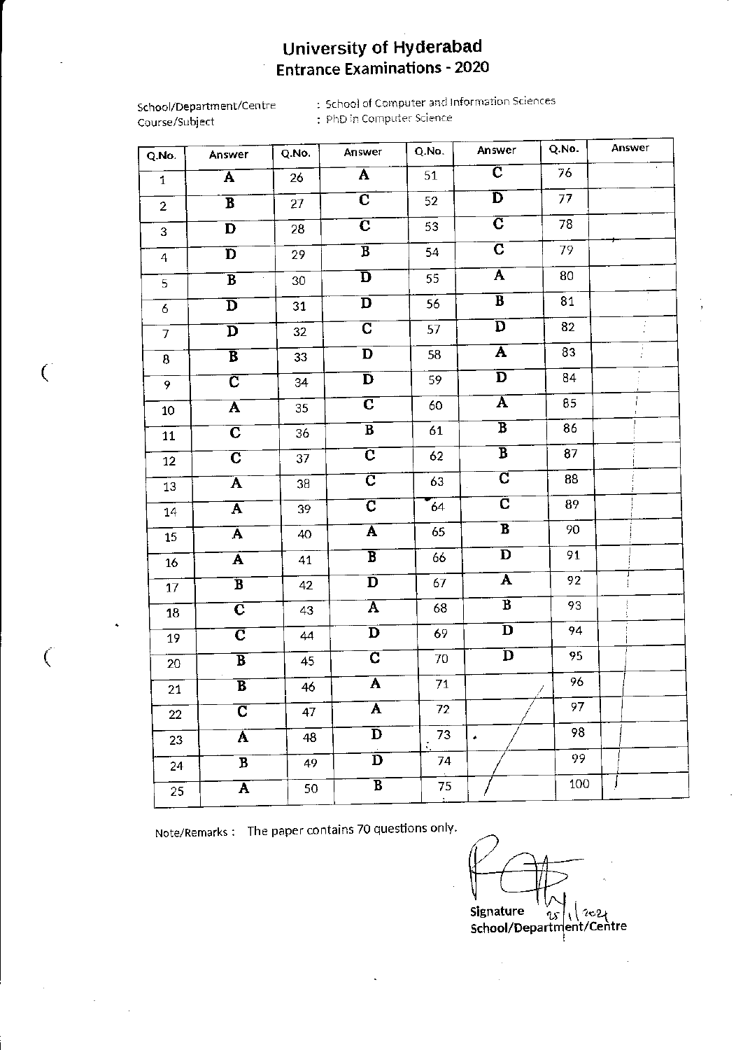# University of Hyderabad
## Entrance Examinations - 2020

School/Department/Centre : School of Computer and Information Sciences
Course/Subject : PhD in Computer Science

| Q.No. | Answer | Q.No. | Answer | Q.No. | Answer | Q.No. | Answer |
|---|---|---|---|---|---|---|---|
| 1 | A | 26 | A | 51 | C | 76 | |
| 2 | B | 27 | C | 52 | D | 77 | |
| 3 | D | 28 | C | 53 | C | 78 | |
| 4 | D | 29 | B | 54 | C | 79 | |
| 5 | B | 30 | D | 55 | A | 80 | |
| 6 | D | 31 | D | 56 | B | 81 | |
| 7 | D | 32 | C | 57 | D | 82 | |
| 8 | B | 33 | D | 58 | A | 83 | |
| 9 | C | 34 | D | 59 | D | 84 | |
| 10 | A | 35 | C | 60 | A | 85 | |
| 11 | C | 36 | B | 61 | B | 86 | |
| 12 | C | 37 | C | 62 | B | 87 | |
| 13 | A | 38 | C | 63 | C | 88 | |
| 14 | A | 39 | C | 64 | C | 89 | |
| 15 | A | 40 | A | 65 | B | 90 | |
| 16 | A | 41 | B | 66 | D | 91 | |
| 17 | B | 42 | D | 67 | A | 92 | |
| 18 | C | 43 | A | 68 | B | 93 | |
| 19 | C | 44 | D | 69 | D | 94 | |
| 20 | B | 45 | C | 70 | D | 95 | |
| 21 | B | 46 | A | 71 | | 96 | |
| 22 | C | 47 | A | 72 | | 97 | |
| 23 | A | 48 | D | 73 | | 98 | |
| 24 | B | 49 | D | 74 | | 99 | |
| 25 | A | 50 | B | 75 | | 100 | |

Note/Remarks : The paper contains 70 questions only.

Signature 25/1/2021
School/Department/Centre